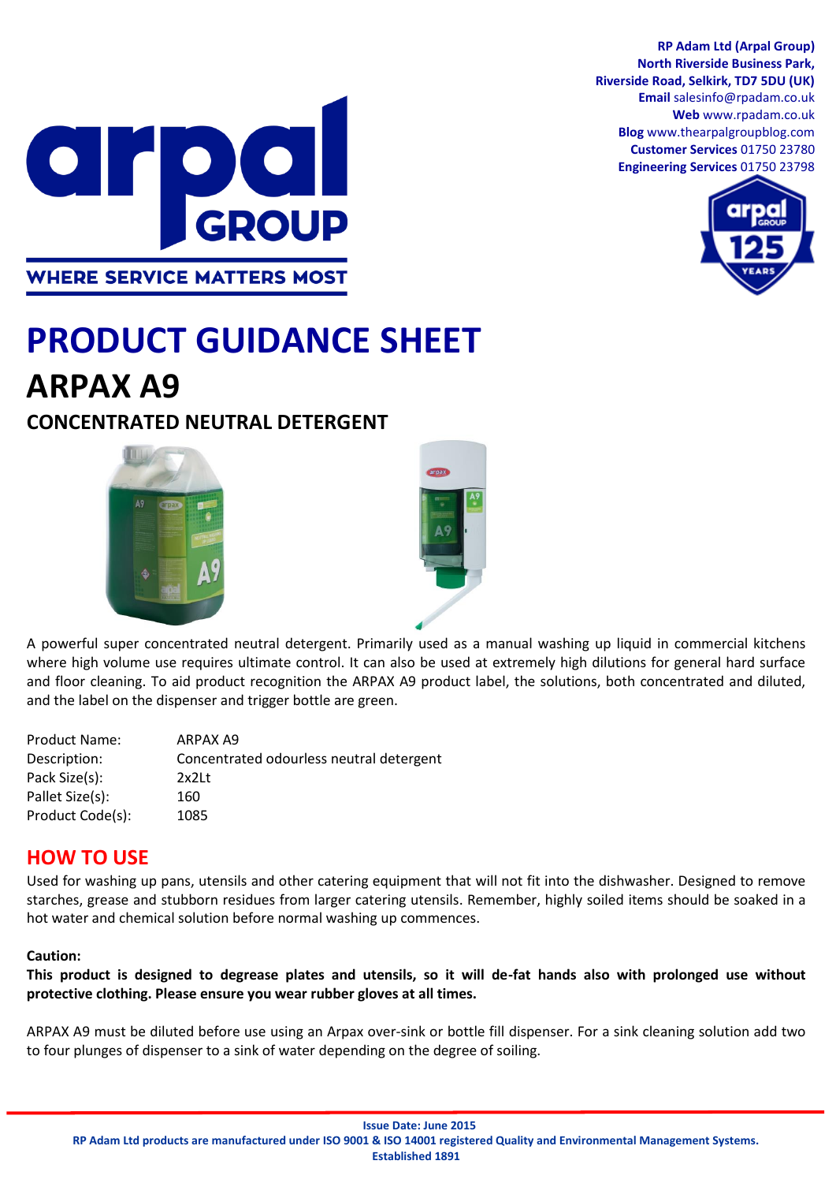**RP Adam Ltd (Arpal Group)**
**North Riverside Business Park,**
**Riverside Road, Selkirk, TD7 5DU (UK)**
**Email** salesinfo@rpadam.co.uk
**Web** www.rpadam.co.uk
**Blog** www.thearpalgroupblog.com
**Customer Services** 01750 23780
**Engineering Services** 01750 23798

WHERE SERVICE MATTERS MOST

# PRODUCT GUIDANCE SHEET

## ARPAX A9

### CONCENTRATED NEUTRAL DETERGENT

A powerful super concentrated neutral detergent. Primarily used as a manual washing up liquid in commercial kitchens where high volume use requires ultimate control. It can also be used at extremely high dilutions for general hard surface and floor cleaning. To aid product recognition the ARPAX A9 product label, the solutions, both concentrated and diluted, and the label on the dispenser and trigger bottle are green.

| | |
|---|---|
| Product Name: | ARPAX A9 |
| Description: | Concentrated odourless neutral detergent |
| Pack Size(s): | 2x2Lt |
| Pallet Size(s): | 160 |
| Product Code(s): | 1085 |

## HOW TO USE

Used for washing up pans, utensils and other catering equipment that will not fit into the dishwasher. Designed to remove starches, grease and stubborn residues from larger catering utensils. Remember, highly soiled items should be soaked in a hot water and chemical solution before normal washing up commences.

**Caution:**
**This product is designed to degrease plates and utensils, so it will de-fat hands also with prolonged use without protective clothing. Please ensure you wear rubber gloves at all times.**

ARPAX A9 must be diluted before use using an Arpax over-sink or bottle fill dispenser. For a sink cleaning solution add two to four plunges of dispenser to a sink of water depending on the degree of soiling.

**Issue Date: June 2015**
**RP Adam Ltd products are manufactured under ISO 9001 & ISO 14001 registered Quality and Environmental Management Systems.**
**Established 1891**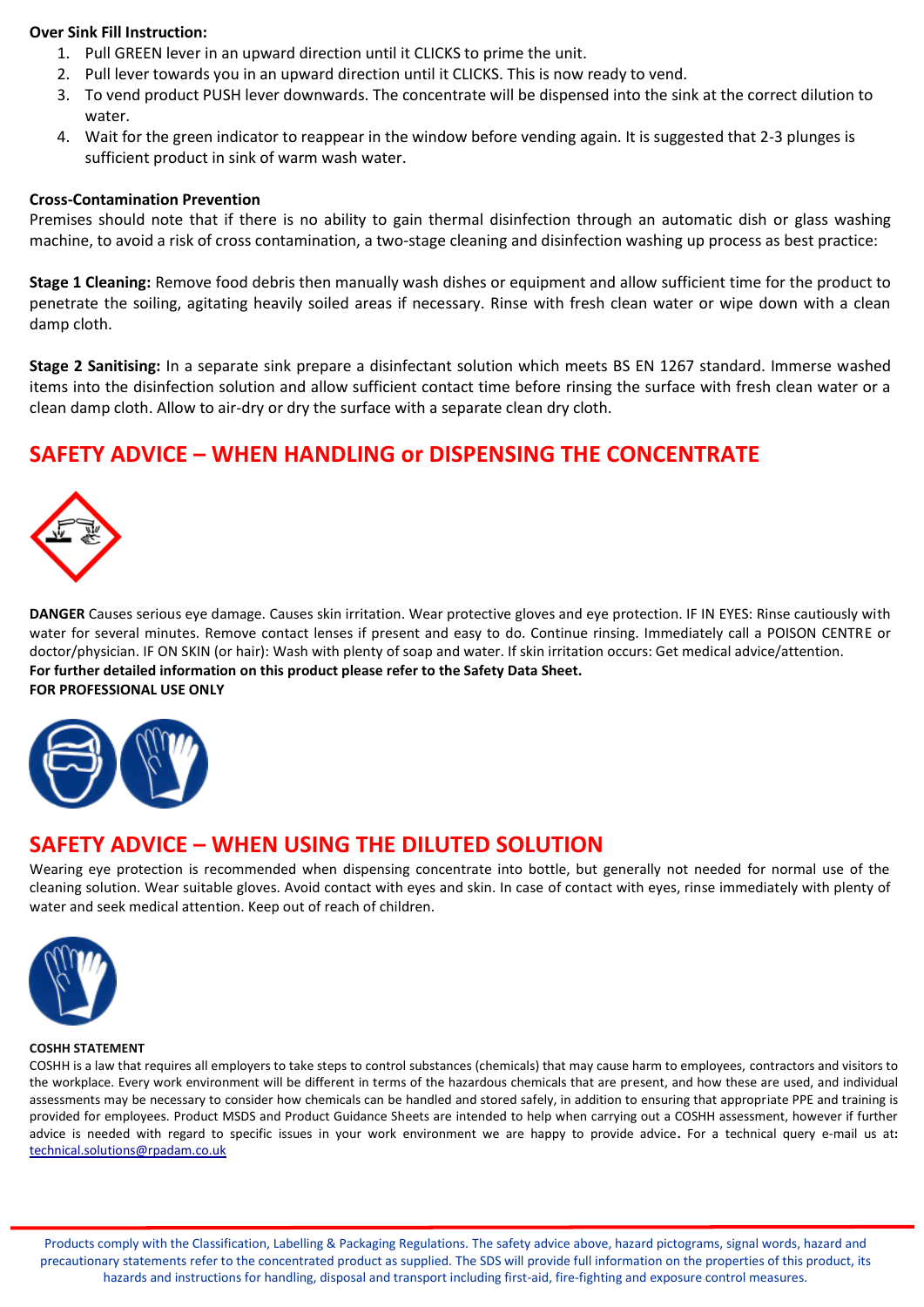**Over Sink Fill Instruction:**

1. Pull GREEN lever in an upward direction until it CLICKS to prime the unit.
2. Pull lever towards you in an upward direction until it CLICKS. This is now ready to vend.
3. To vend product PUSH lever downwards. The concentrate will be dispensed into the sink at the correct dilution to water.
4. Wait for the green indicator to reappear in the window before vending again. It is suggested that 2-3 plunges is sufficient product in sink of warm wash water.

**Cross-Contamination Prevention**

Premises should note that if there is no ability to gain thermal disinfection through an automatic dish or glass washing machine, to avoid a risk of cross contamination, a two-stage cleaning and disinfection washing up process as best practice:

**Stage 1 Cleaning:** Remove food debris then manually wash dishes or equipment and allow sufficient time for the product to penetrate the soiling, agitating heavily soiled areas if necessary. Rinse with fresh clean water or wipe down with a clean damp cloth.

**Stage 2 Sanitising:** In a separate sink prepare a disinfectant solution which meets BS EN 1267 standard. Immerse washed items into the disinfection solution and allow sufficient contact time before rinsing the surface with fresh clean water or a clean damp cloth. Allow to air-dry or dry the surface with a separate clean dry cloth.

## SAFETY ADVICE – WHEN HANDLING or DISPENSING THE CONCENTRATE

**DANGER** Causes serious eye damage. Causes skin irritation. Wear protective gloves and eye protection. IF IN EYES: Rinse cautiously with water for several minutes. Remove contact lenses if present and easy to do. Continue rinsing. Immediately call a POISON CENTRE or doctor/physician. IF ON SKIN (or hair): Wash with plenty of soap and water. If skin irritation occurs: Get medical advice/attention.

**For further detailed information on this product please refer to the Safety Data Sheet.**

**FOR PROFESSIONAL USE ONLY**

## SAFETY ADVICE – WHEN USING THE DILUTED SOLUTION

Wearing eye protection is recommended when dispensing concentrate into bottle, but generally not needed for normal use of the cleaning solution. Wear suitable gloves. Avoid contact with eyes and skin. In case of contact with eyes, rinse immediately with plenty of water and seek medical attention. Keep out of reach of children.

**COSHH STATEMENT**

COSHH is a law that requires all employers to take steps to control substances (chemicals) that may cause harm to employees, contractors and visitors to the workplace. Every work environment will be different in terms of the hazardous chemicals that are present, and how these are used, and individual assessments may be necessary to consider how chemicals can be handled and stored safely, in addition to ensuring that appropriate PPE and training is provided for employees. Product MSDS and Product Guidance Sheets are intended to help when carrying out a COSHH assessment, however if further advice is needed with regard to specific issues in your work environment we are happy to provide advice. For a technical query e-mail us at: technical.solutions@rpadam.co.uk

Products comply with the Classification, Labelling & Packaging Regulations. The safety advice above, hazard pictograms, signal words, hazard and precautionary statements refer to the concentrated product as supplied. The SDS will provide full information on the properties of this product, its hazards and instructions for handling, disposal and transport including first-aid, fire-fighting and exposure control measures.